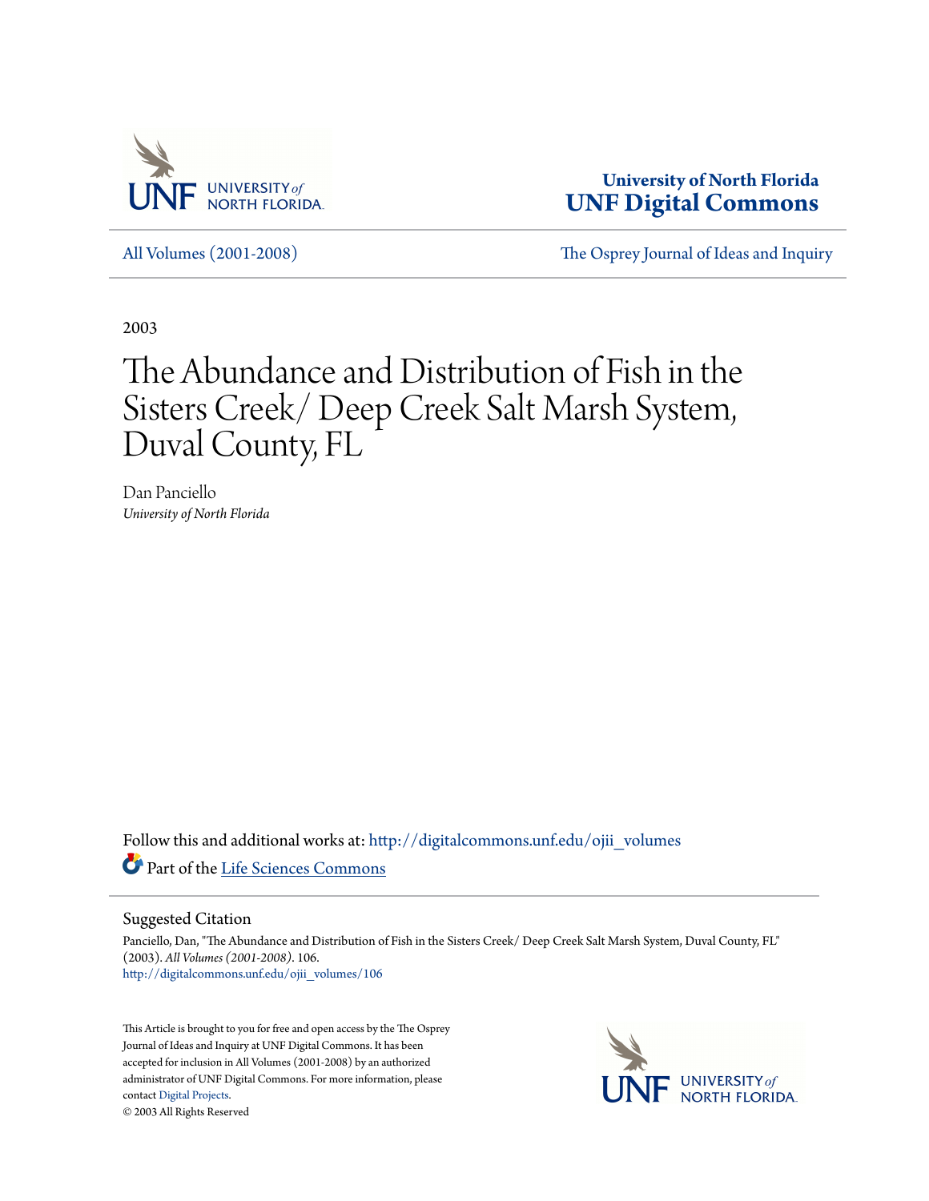University of North Florida
UNF Digital Commons

All Volumes (2001-2008) | The Osprey Journal of Ideas and Inquiry

2003

# The Abundance and Distribution of Fish in the Sisters Creek/ Deep Creek Salt Marsh System, Duval County, FL

Dan Panciello
*University of North Florida*

Follow this and additional works at: http://digitalcommons.unf.edu/ojii_volumes

Part of the Life Sciences Commons

## Suggested Citation

Panciello, Dan, "The Abundance and Distribution of Fish in the Sisters Creek/ Deep Creek Salt Marsh System, Duval County, FL" (2003). *All Volumes (2001-2008)*. 106.
http://digitalcommons.unf.edu/ojii_volumes/106

This Article is brought to you for free and open access by the The Osprey Journal of Ideas and Inquiry at UNF Digital Commons. It has been accepted for inclusion in All Volumes (2001-2008) by an authorized administrator of UNF Digital Commons. For more information, please contact Digital Projects.
© 2003 All Rights Reserved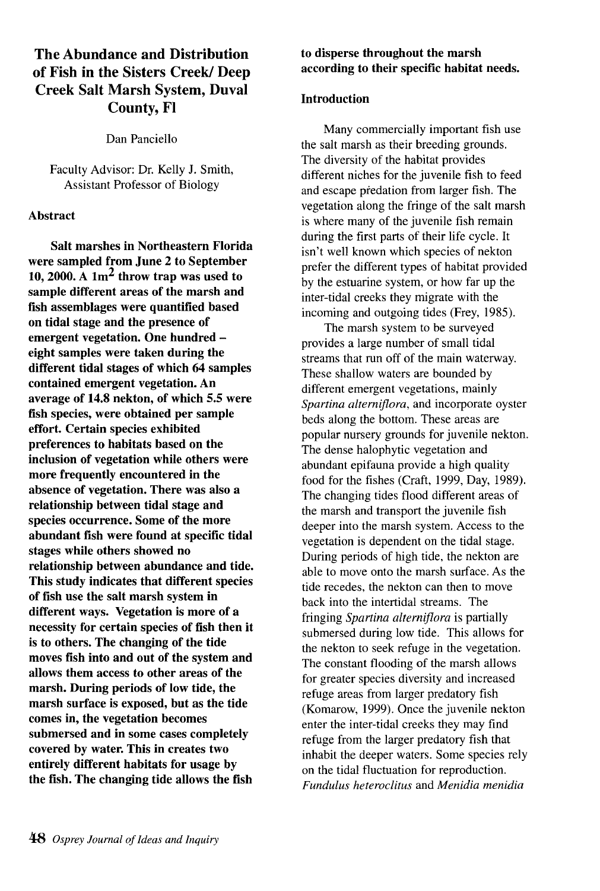# The Abundance and Distribution of Fish in the Sisters Creek/ Deep Creek Salt Marsh System, Duval County, Fl

Dan Panciello

Faculty Advisor: Dr. Kelly J. Smith, Assistant Professor of Biology

## Abstract

**Salt marshes in Northeastern Florida were sampled from June 2 to September 10, 2000. A 1m$^2$ throw trap was used to sample different areas of the marsh and fish assemblages were quantified based on tidal stage and the presence of emergent vegetation. One hundred – eight samples were taken during the different tidal stages of which 64 samples contained emergent vegetation. An average of 14.8 nekton, of which 5.5 were fish species, were obtained per sample effort. Certain species exhibited preferences to habitats based on the inclusion of vegetation while others were more frequently encountered in the absence of vegetation. There was also a relationship between tidal stage and species occurrence. Some of the more abundant fish were found at specific tidal stages while others showed no relationship between abundance and tide. This study indicates that different species of fish use the salt marsh system in different ways. Vegetation is more of a necessity for certain species of fish then it is to others. The changing of the tide moves fish into and out of the system and allows them access to other areas of the marsh. During periods of low tide, the marsh surface is exposed, but as the tide comes in, the vegetation becomes submersed and in some cases completely covered by water. This in creates two entirely different habitats for usage by the fish. The changing tide allows the fish to disperse throughout the marsh according to their specific habitat needs.**

## Introduction

Many commercially important fish use the salt marsh as their breeding grounds. The diversity of the habitat provides different niches for the juvenile fish to feed and escape predation from larger fish. The vegetation along the fringe of the salt marsh is where many of the juvenile fish remain during the first parts of their life cycle. It isn't well known which species of nekton prefer the different types of habitat provided by the estuarine system, or how far up the inter-tidal creeks they migrate with the incoming and outgoing tides (Frey, 1985).

The marsh system to be surveyed provides a large number of small tidal streams that run off of the main waterway. These shallow waters are bounded by different emergent vegetations, mainly *Spartina alterniflora*, and incorporate oyster beds along the bottom. These areas are popular nursery grounds for juvenile nekton. The dense halophytic vegetation and abundant epifauna provide a high quality food for the fishes (Craft, 1999, Day, 1989). The changing tides flood different areas of the marsh and transport the juvenile fish deeper into the marsh system. Access to the vegetation is dependent on the tidal stage. During periods of high tide, the nekton are able to move onto the marsh surface. As the tide recedes, the nekton can then to move back into the intertidal streams. The fringing *Spartina alterniflora* is partially submersed during low tide. This allows for the nekton to seek refuge in the vegetation. The constant flooding of the marsh allows for greater species diversity and increased refuge areas from larger predatory fish (Komarow, 1999). Once the juvenile nekton enter the inter-tidal creeks they may find refuge from the larger predatory fish that inhabit the deeper waters. Some species rely on the tidal fluctuation for reproduction. *Fundulus heteroclitus* and *Menidia menidia*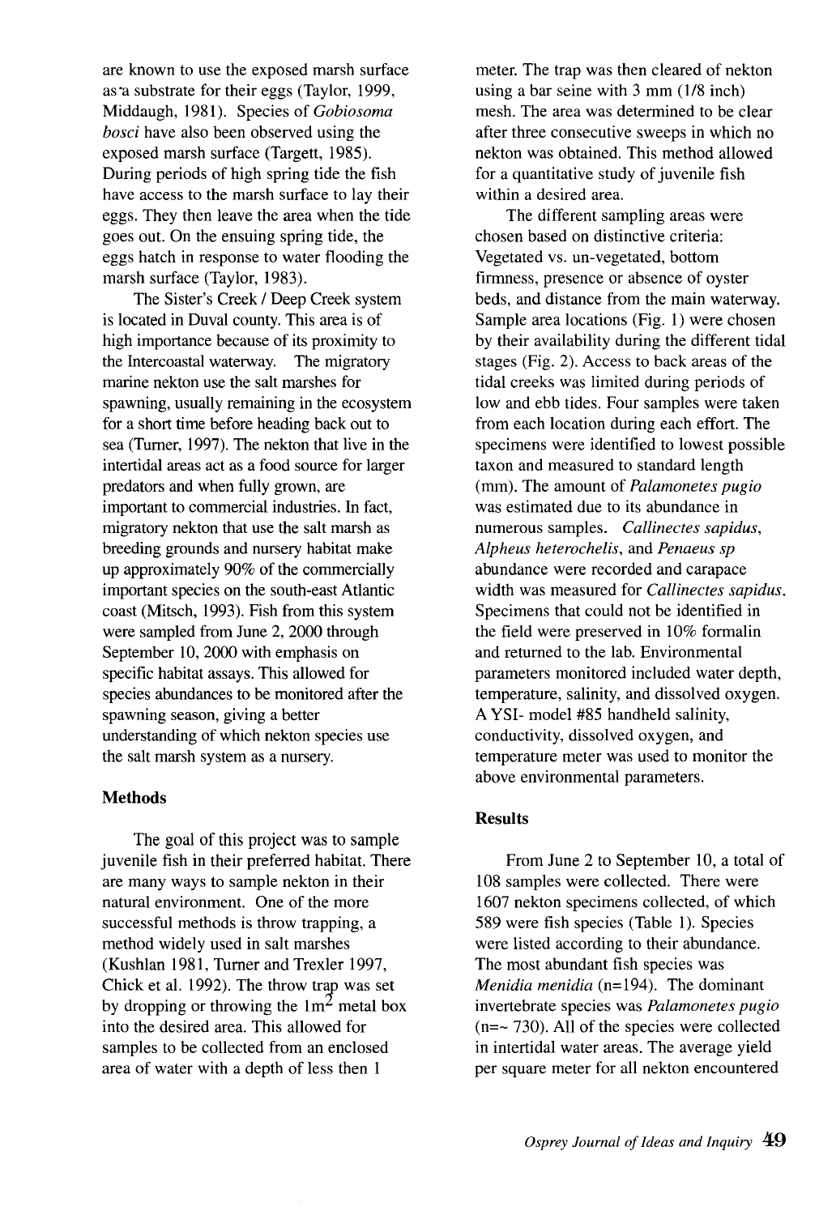are known to use the exposed marsh surface as a substrate for their eggs (Taylor, 1999, Middaugh, 1981). Species of *Gobiosoma bosci* have also been observed using the exposed marsh surface (Targett, 1985). During periods of high spring tide the fish have access to the marsh surface to lay their eggs. They then leave the area when the tide goes out. On the ensuing spring tide, the eggs hatch in response to water flooding the marsh surface (Taylor, 1983).

The Sister's Creek / Deep Creek system is located in Duval county. This area is of high importance because of its proximity to the Intercoastal waterway. The migratory marine nekton use the salt marshes for spawning, usually remaining in the ecosystem for a short time before heading back out to sea (Turner, 1997). The nekton that live in the intertidal areas act as a food source for larger predators and when fully grown, are important to commercial industries. In fact, migratory nekton that use the salt marsh as breeding grounds and nursery habitat make up approximately 90% of the commercially important species on the south-east Atlantic coast (Mitsch, 1993). Fish from this system were sampled from June 2, 2000 through September 10, 2000 with emphasis on specific habitat assays. This allowed for species abundances to be monitored after the spawning season, giving a better understanding of which nekton species use the salt marsh system as a nursery.

## Methods

The goal of this project was to sample juvenile fish in their preferred habitat. There are many ways to sample nekton in their natural environment. One of the more successful methods is throw trapping, a method widely used in salt marshes (Kushlan 1981, Turner and Trexler 1997, Chick et al. 1992). The throw trap was set by dropping or throwing the $1m^2$ metal box into the desired area. This allowed for samples to be collected from an enclosed area of water with a depth of less then 1 meter. The trap was then cleared of nekton using a bar seine with 3 mm (1/8 inch) mesh. The area was determined to be clear after three consecutive sweeps in which no nekton was obtained. This method allowed for a quantitative study of juvenile fish within a desired area.

The different sampling areas were chosen based on distinctive criteria: Vegetated vs. un-vegetated, bottom firmness, presence or absence of oyster beds, and distance from the main waterway. Sample area locations (Fig. 1) were chosen by their availability during the different tidal stages (Fig. 2). Access to back areas of the tidal creeks was limited during periods of low and ebb tides. Four samples were taken from each location during each effort. The specimens were identified to lowest possible taxon and measured to standard length (mm). The amount of *Palamonetes pugio* was estimated due to its abundance in numerous samples. *Callinectes sapidus*, *Alpheus heterochelis*, and *Penaeus sp* abundance were recorded and carapace width was measured for *Callinectes sapidus*. Specimens that could not be identified in the field were preserved in 10% formalin and returned to the lab. Environmental parameters monitored included water depth, temperature, salinity, and dissolved oxygen. A YSI- model #85 handheld salinity, conductivity, dissolved oxygen, and temperature meter was used to monitor the above environmental parameters.

## Results

From June 2 to September 10, a total of 108 samples were collected. There were 1607 nekton specimens collected, of which 589 were fish species (Table 1). Species were listed according to their abundance. The most abundant fish species was *Menidia menidia* (n=194). The dominant invertebrate species was *Palamonetes pugio* (n=~ 730). All of the species were collected in intertidal water areas. The average yield per square meter for all nekton encountered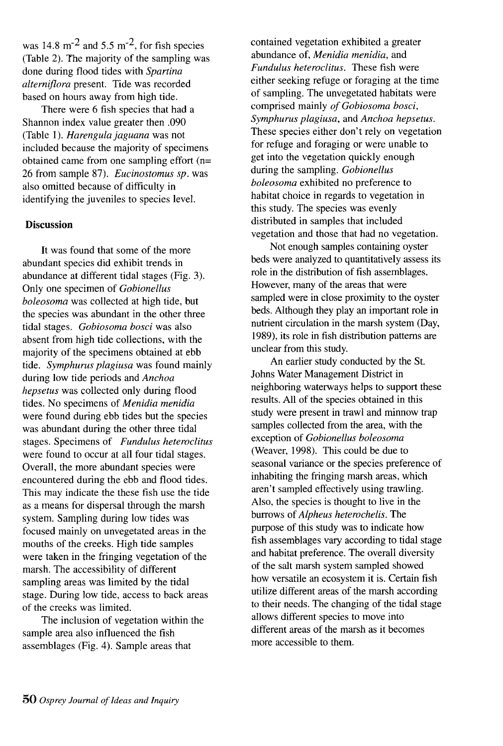was 14.8 $m^{-2}$ and 5.5 $m^{-2}$, for fish species (Table 2). The majority of the sampling was done during flood tides with *Spartina alterniflora* present. Tide was recorded based on hours away from high tide.

There were 6 fish species that had a Shannon index value greater then .090 (Table 1). *Harengula jaguana* was not included because the majority of specimens obtained came from one sampling effort (n= 26 from sample 87). *Eucinostomus sp.* was also omitted because of difficulty in identifying the juveniles to species level.

## Discussion

It was found that some of the more abundant species did exhibit trends in abundance at different tidal stages (Fig. 3). Only one specimen of *Gobionellus boleosoma* was collected at high tide, but the species was abundant in the other three tidal stages. *Gobiosoma bosci* was also absent from high tide collections, with the majority of the specimens obtained at ebb tide. *Symphurus plagiusa* was found mainly during low tide periods and *Anchoa hepsetus* was collected only during flood tides. No specimens of *Menidia menidia* were found during ebb tides but the species was abundant during the other three tidal stages. Specimens of *Fundulus heteroclitus* were found to occur at all four tidal stages. Overall, the more abundant species were encountered during the ebb and flood tides. This may indicate the these fish use the tide as a means for dispersal through the marsh system. Sampling during low tides was focused mainly on unvegetated areas in the mouths of the creeks. High tide samples were taken in the fringing vegetation of the marsh. The accessibility of different sampling areas was limited by the tidal stage. During low tide, access to back areas of the creeks was limited.

The inclusion of vegetation within the sample area also influenced the fish assemblages (Fig. 4). Sample areas that contained vegetation exhibited a greater abundance of, *Menidia menidia*, and *Fundulus heteroclitus*. These fish were either seeking refuge or foraging at the time of sampling. The unvegetated habitats were comprised mainly *of Gobiosoma bosci*, *Symphurus plagiusa*, and *Anchoa hepsetus*. These species either don't rely on vegetation for refuge and foraging or were unable to get into the vegetation quickly enough during the sampling. *Gobionellus boleosoma* exhibited no preference to habitat choice in regards to vegetation in this study. The species was evenly distributed in samples that included vegetation and those that had no vegetation.

Not enough samples containing oyster beds were analyzed to quantitatively assess its role in the distribution of fish assemblages. However, many of the areas that were sampled were in close proximity to the oyster beds. Although they play an important role in nutrient circulation in the marsh system (Day, 1989), its role in fish distribution patterns are unclear from this study.

An earlier study conducted by the St. Johns Water Management District in neighboring waterways helps to support these results. All of the species obtained in this study were present in trawl and minnow trap samples collected from the area, with the exception of *Gobionellus boleosoma* (Weaver, 1998). This could be due to seasonal variance or the species preference of inhabiting the fringing marsh areas, which aren't sampled effectively using trawling. Also, the species is thought to live in the burrows of *Alpheus heterochelis*. The purpose of this study was to indicate how fish assemblages vary according to tidal stage and habitat preference. The overall diversity of the salt marsh system sampled showed how versatile an ecosystem it is. Certain fish utilize different areas of the marsh according to their needs. The changing of the tidal stage allows different species to move into different areas of the marsh as it becomes more accessible to them.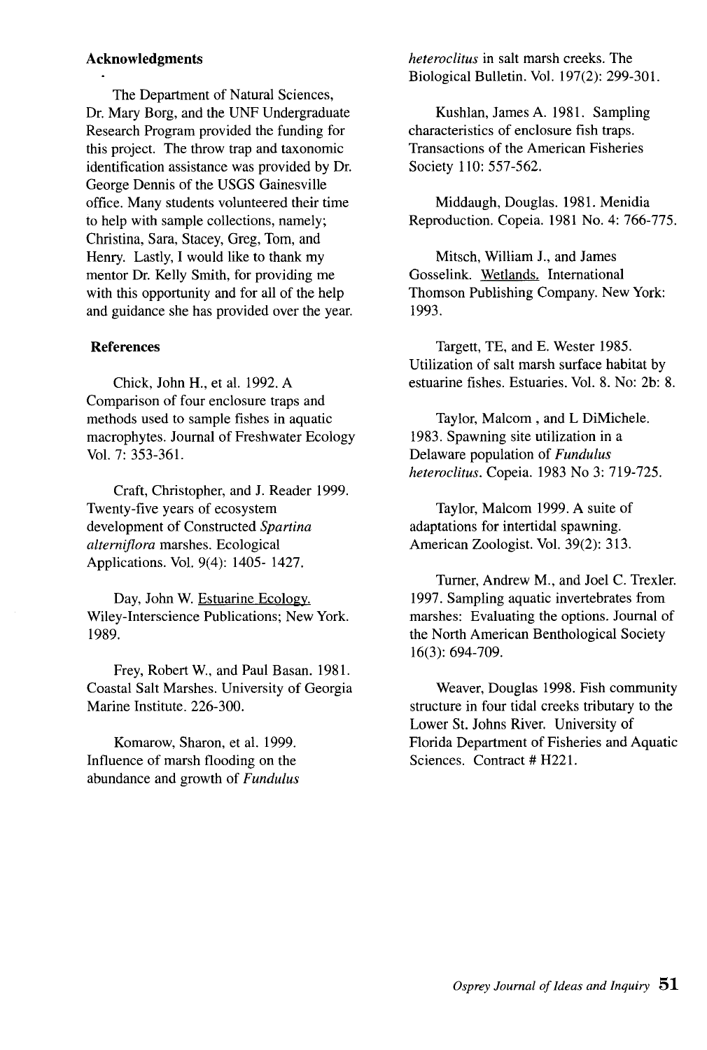## Acknowledgments

The Department of Natural Sciences, Dr. Mary Borg, and the UNF Undergraduate Research Program provided the funding for this project. The throw trap and taxonomic identification assistance was provided by Dr. George Dennis of the USGS Gainesville office. Many students volunteered their time to help with sample collections, namely; Christina, Sara, Stacey, Greg, Tom, and Henry. Lastly, I would like to thank my mentor Dr. Kelly Smith, for providing me with this opportunity and for all of the help and guidance she has provided over the year.

## References

Chick, John H., et al. 1992. A Comparison of four enclosure traps and methods used to sample fishes in aquatic macrophytes. Journal of Freshwater Ecology Vol. 7: 353-361.

Craft, Christopher, and J. Reader 1999. Twenty-five years of ecosystem development of Constructed *Spartina alterniflora* marshes. Ecological Applications. Vol. 9(4): 1405- 1427.

Day, John W. Estuarine Ecology. Wiley-Interscience Publications; New York. 1989.

Frey, Robert W., and Paul Basan. 1981. Coastal Salt Marshes. University of Georgia Marine Institute. 226-300.

Komarow, Sharon, et al. 1999. Influence of marsh flooding on the abundance and growth of *Fundulus heteroclitus* in salt marsh creeks. The Biological Bulletin. Vol. 197(2): 299-301.

Kushlan, James A. 1981. Sampling characteristics of enclosure fish traps. Transactions of the American Fisheries Society 110: 557-562.

Middaugh, Douglas. 1981. Menidia Reproduction. Copeia. 1981 No. 4: 766-775.

Mitsch, William J., and James Gosselink. Wetlands. International Thomson Publishing Company. New York: 1993.

Targett, TE, and E. Wester 1985. Utilization of salt marsh surface habitat by estuarine fishes. Estuaries. Vol. 8. No: 2b: 8.

Taylor, Malcom , and L DiMichele. 1983. Spawning site utilization in a Delaware population of *Fundulus heteroclitus*. Copeia. 1983 No 3: 719-725.

Taylor, Malcom 1999. A suite of adaptations for intertidal spawning. American Zoologist. Vol. 39(2): 313.

Turner, Andrew M., and Joel C. Trexler. 1997. Sampling aquatic invertebrates from marshes: Evaluating the options. Journal of the North American Benthological Society 16(3): 694-709.

Weaver, Douglas 1998. Fish community structure in four tidal creeks tributary to the Lower St. Johns River. University of Florida Department of Fisheries and Aquatic Sciences. Contract # H221.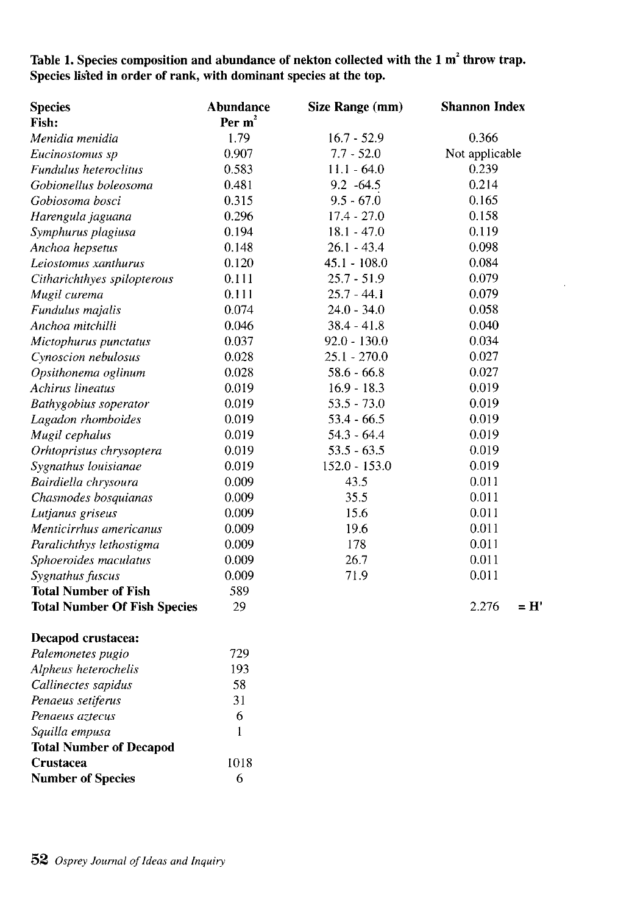**Table 1. Species composition and abundance of nekton collected with the 1 m$^2$ throw trap. Species listed in order of rank, with dominant species at the top.**

| Species | Abundance Per m$^2$ | Size Range (mm) | Shannon Index |
|---|---|---|---|
| **Fish:** | | | |
| *Menidia menidia* | 1.79 | 16.7 - 52.9 | 0.366 |
| *Eucinostomus sp* | 0.907 | 7.7 - 52.0 | Not applicable |
| *Fundulus heteroclitus* | 0.583 | 11.1 - 64.0 | 0.239 |
| *Gobionellus boleosoma* | 0.481 | 9.2 -64.5 | 0.214 |
| *Gobiosoma bosci* | 0.315 | 9.5 - 67.0 | 0.165 |
| *Harengula jaguana* | 0.296 | 17.4 - 27.0 | 0.158 |
| *Symphurus plagiusa* | 0.194 | 18.1 - 47.0 | 0.119 |
| *Anchoa hepsetus* | 0.148 | 26.1 - 43.4 | 0.098 |
| *Leiostomus xanthurus* | 0.120 | 45.1 - 108.0 | 0.084 |
| *Citharichthyes spilopterous* | 0.111 | 25.7 - 51.9 | 0.079 |
| *Mugil curema* | 0.111 | 25.7 - 44.1 | 0.079 |
| *Fundulus majalis* | 0.074 | 24.0 - 34.0 | 0.058 |
| *Anchoa mitchilli* | 0.046 | 38.4 - 41.8 | 0.040 |
| *Mictophurus punctatus* | 0.037 | 92.0 - 130.0 | 0.034 |
| *Cynoscion nebulosus* | 0.028 | 25.1 - 270.0 | 0.027 |
| *Opsithonema oglinum* | 0.028 | 58.6 - 66.8 | 0.027 |
| *Achirus lineatus* | 0.019 | 16.9 - 18.3 | 0.019 |
| *Bathygobius soperator* | 0.019 | 53.5 - 73.0 | 0.019 |
| *Lagadon rhomboides* | 0.019 | 53.4 - 66.5 | 0.019 |
| *Mugil cephalus* | 0.019 | 54.3 - 64.4 | 0.019 |
| *Orhtopristus chrysoptera* | 0.019 | 53.5 - 63.5 | 0.019 |
| *Sygnathus louisianae* | 0.019 | 152.0 - 153.0 | 0.019 |
| *Bairdiella chrysoura* | 0.009 | 43.5 | 0.011 |
| *Chasmodes bosquianas* | 0.009 | 35.5 | 0.011 |
| *Lutjanus griseus* | 0.009 | 15.6 | 0.011 |
| *Menticirrhus americanus* | 0.009 | 19.6 | 0.011 |
| *Paralichthys lethostigma* | 0.009 | 178 | 0.011 |
| *Sphoeroides maculatus* | 0.009 | 26.7 | 0.011 |
| *Sygnathus fuscus* | 0.009 | 71.9 | 0.011 |
| **Total Number of Fish** | 589 | | |
| **Total Number Of Fish Species** | 29 | | 2.276 = H' |
| **Decapod crustacea:** | | | |
| *Palemonetes pugio* | 729 | | |
| *Alpheus heterochelis* | 193 | | |
| *Callinectes sapidus* | 58 | | |
| *Penaeus setiferus* | 31 | | |
| *Penaeus aztecus* | 6 | | |
| *Squilla empusa* | 1 | | |
| **Total Number of Decapod Crustacea** | 1018 | | |
| **Number of Species** | 6 | | |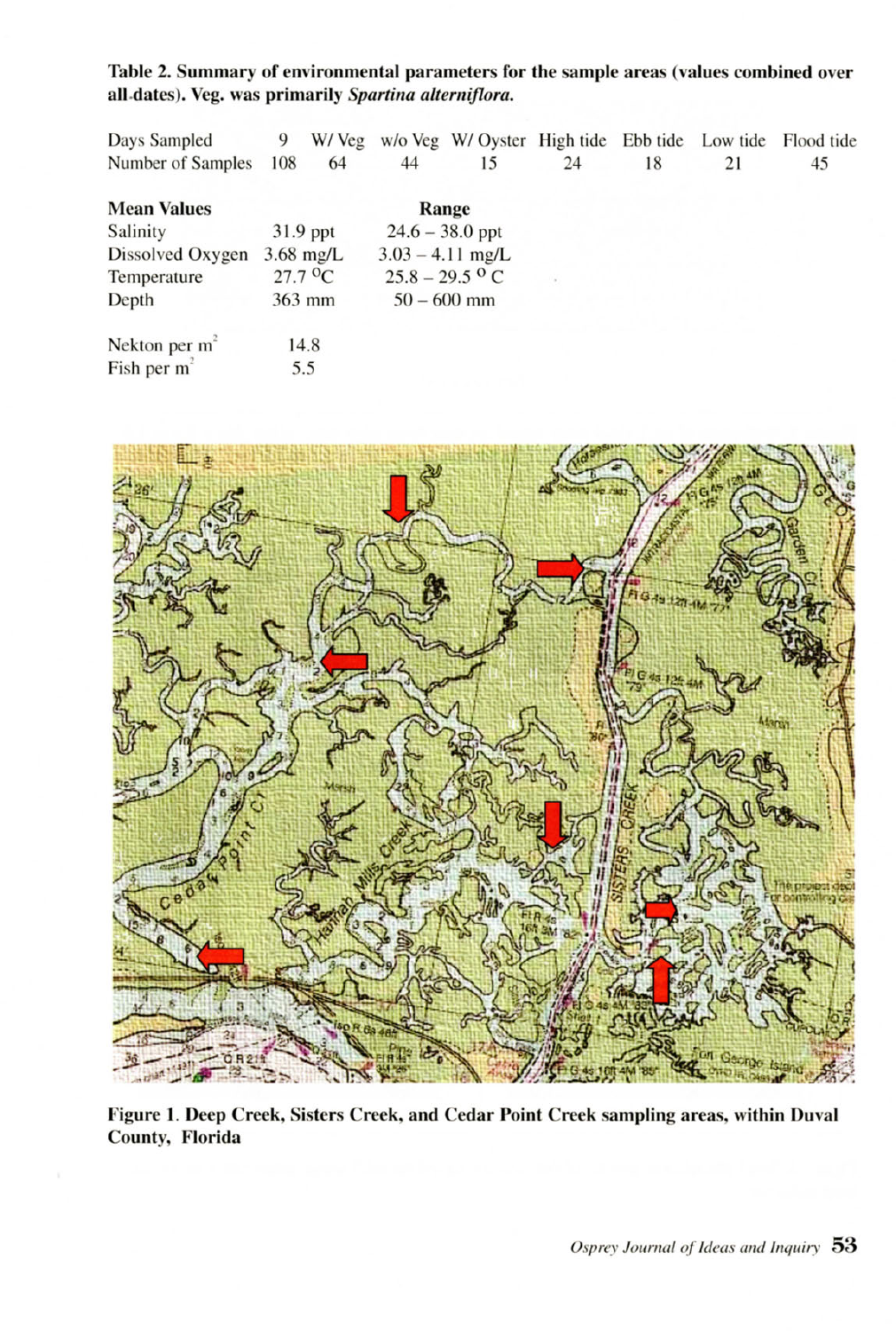**Table 2. Summary of environmental parameters for the sample areas (values combined over all dates). Veg. was primarily *Spartina alterniflora*.**

| Days Sampled | 9 | W/ Veg | w/o Veg | W/ Oyster | High tide | Ebb tide | Low tide | Flood tide |
|---|---|---|---|---|---|---|---|---|
| Number of Samples | 108 | 64 | 44 | 15 | 24 | 18 | 21 | 45 |

| **Mean Values** | | **Range** |
|---|---|---|
| Salinity | 31.9 ppt | 24.6 – 38.0 ppt |
| Dissolved Oxygen | 3.68 mg/L | 3.03 – 4.11 mg/L |
| Temperature | 27.7 $^{0}$C | 25.8 – 29.5 $^{0}$ C |
| Depth | 363 mm | 50 – 600 mm |
| Nekton per m$^2$ | 14.8 | |
| Fish per m$^2$ | 5.5 | |

**Figure 1. Deep Creek, Sisters Creek, and Cedar Point Creek sampling areas, within Duval County, Florida**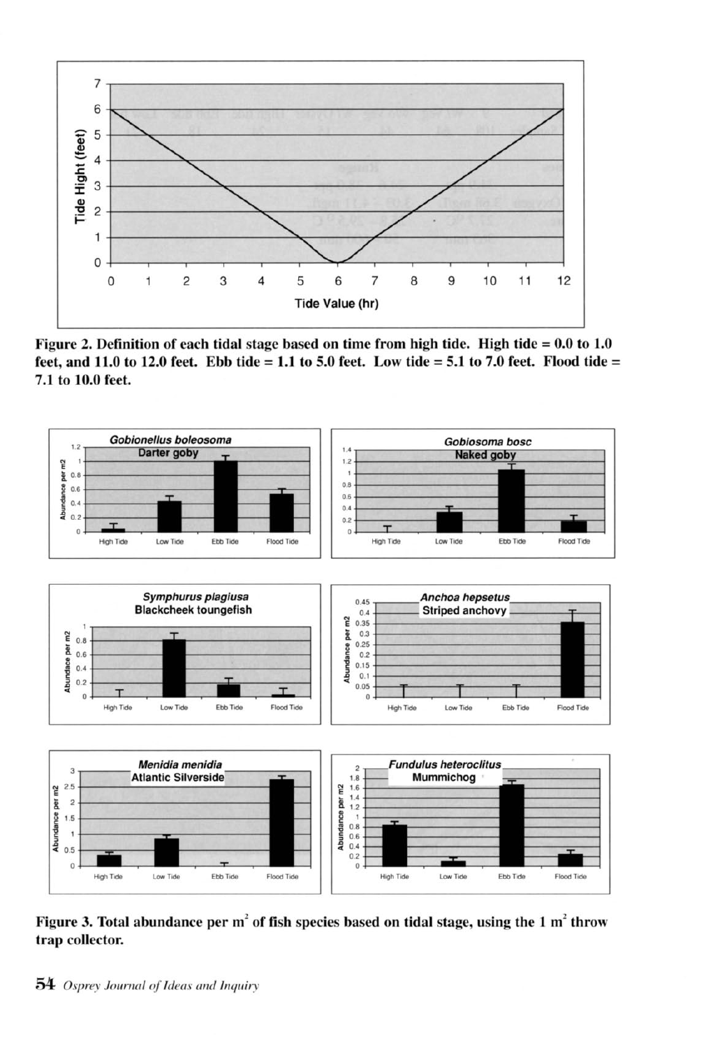Figure 2. Definition of each tidal stage based on time from high tide. High tide = 0.0 to 1.0 feet, and 11.0 to 12.0 feet. Ebb tide = 1.1 to 5.0 feet. Low tide = 5.1 to 7.0 feet. Flood tide = 7.1 to 10.0 feet.

Figure 3. Total abundance per $m^2$ of fish species based on tidal stage, using the 1 $m^2$ throw trap collector.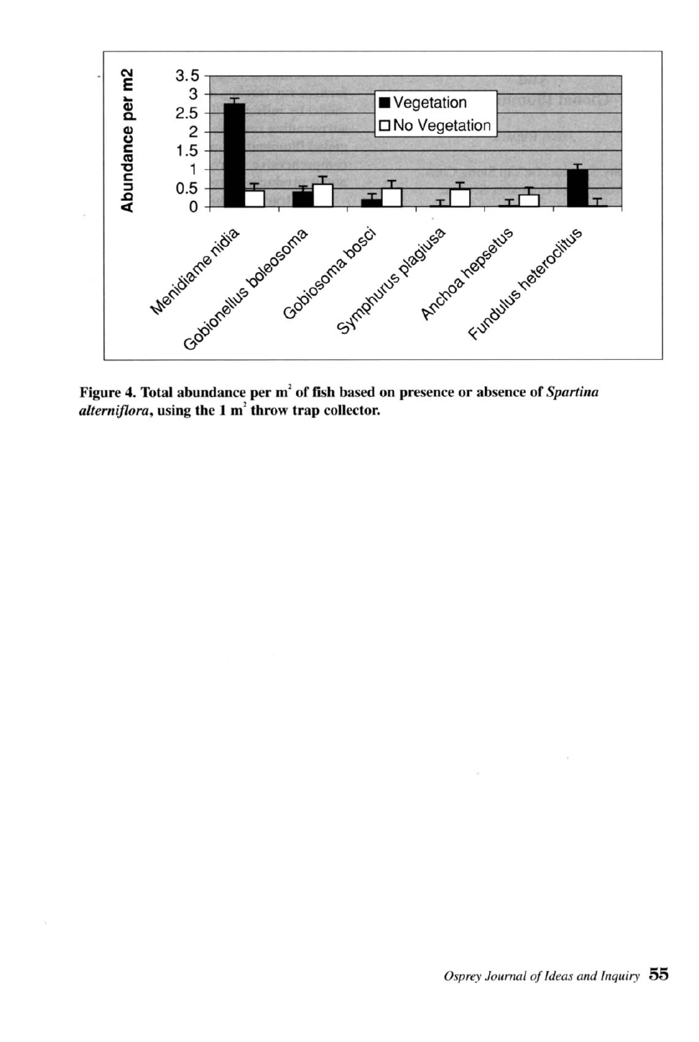Abundance per m2

3.5
3
2.5
2
1.5
1
0.5
0

■ Vegetation
□ No Vegetation

Menidiame nidia
Gobionellus boleosoma
Gobiosoma bosci
Symphurus plagiusa
Anchoa hepsetus
Fundulus heteroclitus

**Figure 4. Total abundance per m$^2$ of fish based on presence or absence of *Spartina alterniflora*, using the 1 m$^2$ throw trap collector.**